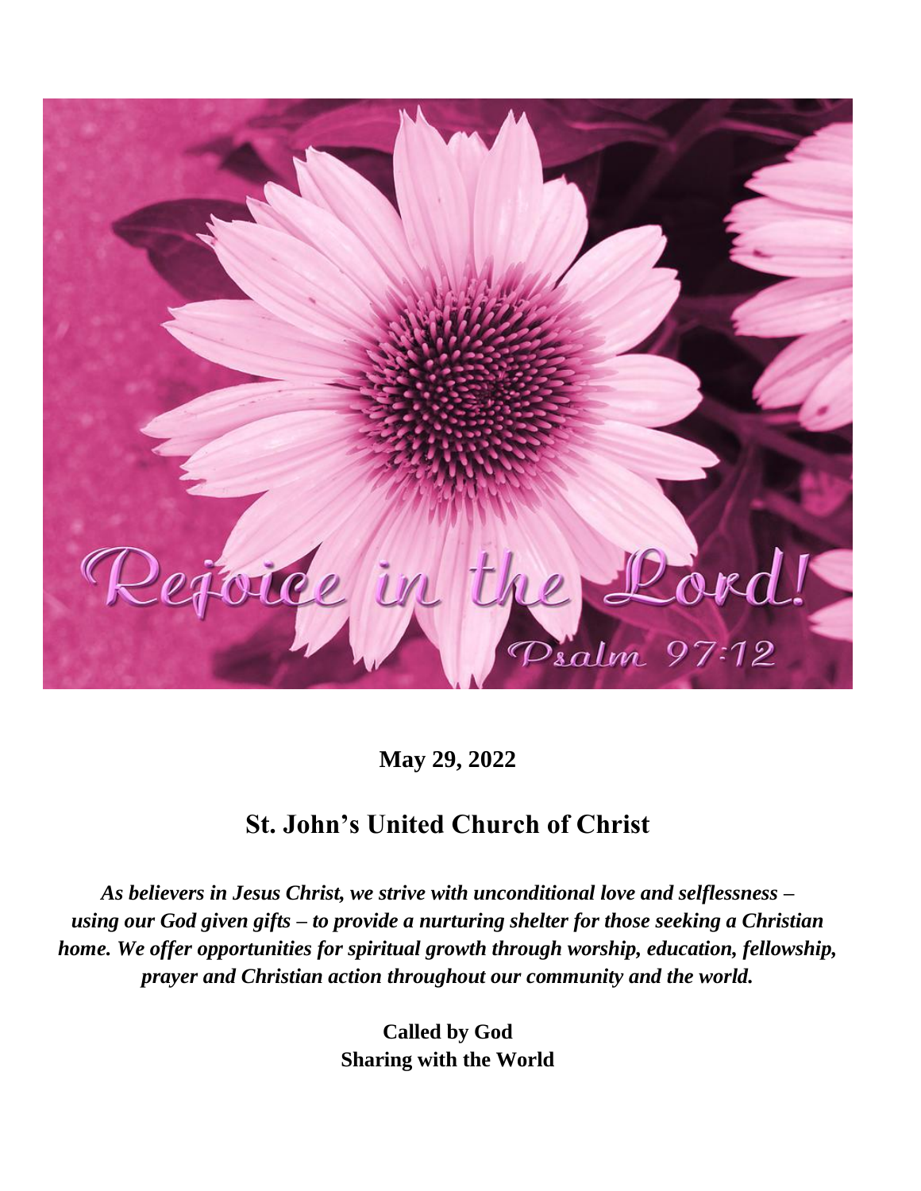Rejoice in the Lord!

Psalm 97:12

**May 29, 2022**

## St. John's United Church of Christ

***As believers in Jesus Christ, we strive with unconditional love and selflessness – using our God given gifts – to provide a nurturing shelter for those seeking a Christian home. We offer opportunities for spiritual growth through worship, education, fellowship, prayer and Christian action throughout our community and the world.***

**Called by God**
**Sharing with the World**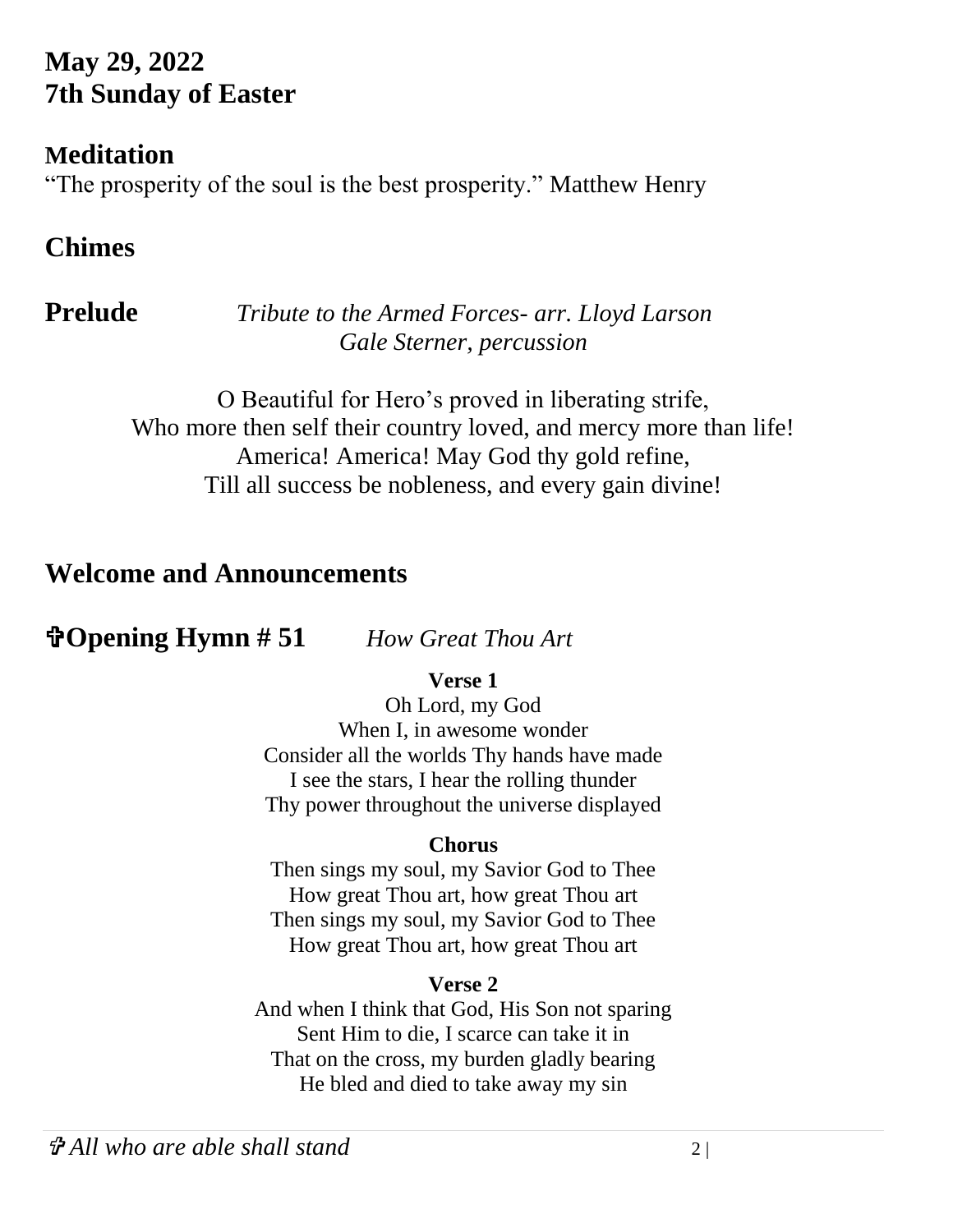**May 29, 2022**
**7th Sunday of Easter**

## Meditation

"The prosperity of the soul is the best prosperity." Matthew Henry

## Chimes

## Prelude

*Tribute to the Armed Forces- arr. Lloyd Larson*
*Gale Sterner, percussion*

O Beautiful for Hero's proved in liberating strife,
Who more then self their country loved, and mercy more than life!
America! America! May God thy gold refine,
Till all success be nobleness, and every gain divine!

## Welcome and Announcements

## ✞Opening Hymn # 51 *How Great Thou Art*

**Verse 1**
Oh Lord, my God
When I, in awesome wonder
Consider all the worlds Thy hands have made
I see the stars, I hear the rolling thunder
Thy power throughout the universe displayed

**Chorus**
Then sings my soul, my Savior God to Thee
How great Thou art, how great Thou art
Then sings my soul, my Savior God to Thee
How great Thou art, how great Thou art

**Verse 2**
And when I think that God, His Son not sparing
Sent Him to die, I scarce can take it in
That on the cross, my burden gladly bearing
He bled and died to take away my sin

*✞ All who are able shall stand*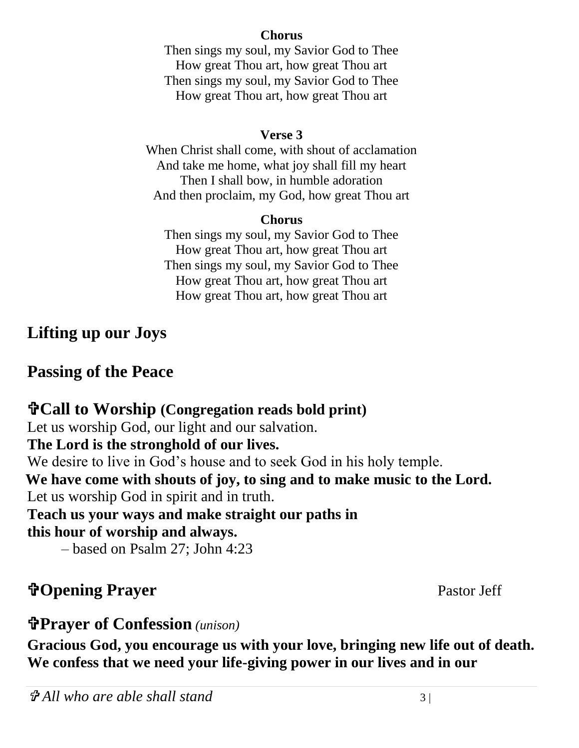**Chorus**

Then sings my soul, my Savior God to Thee
How great Thou art, how great Thou art
Then sings my soul, my Savior God to Thee
How great Thou art, how great Thou art

**Verse 3**

When Christ shall come, with shout of acclamation
And take me home, what joy shall fill my heart
Then I shall bow, in humble adoration
And then proclaim, my God, how great Thou art

**Chorus**

Then sings my soul, my Savior God to Thee
How great Thou art, how great Thou art
Then sings my soul, my Savior God to Thee
How great Thou art, how great Thou art
How great Thou art, how great Thou art

## Lifting up our Joys

## Passing of the Peace

## ✞Call to Worship (Congregation reads bold print)

Let us worship God, our light and our salvation.
**The Lord is the stronghold of our lives.**
We desire to live in God's house and to seek God in his holy temple.
**We have come with shouts of joy, to sing and to make music to the Lord.**
Let us worship God in spirit and in truth.
**Teach us your ways and make straight our paths in this hour of worship and always.**

– based on Psalm 27; John 4:23

## ✞Opening Prayer

Pastor Jeff

## ✞Prayer of Confession *(unison)*

**Gracious God, you encourage us with your love, bringing new life out of death. We confess that we need your life-giving power in our lives and in our**

*✞ All who are able shall stand*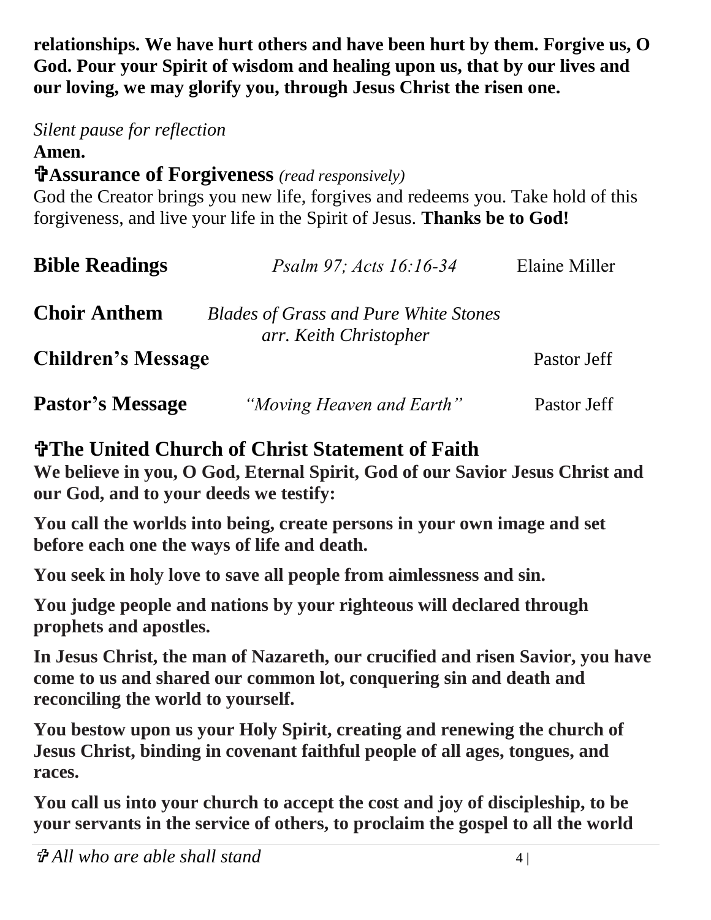**relationships. We have hurt others and have been hurt by them. Forgive us, O God. Pour your Spirit of wisdom and healing upon us, that by our lives and our loving, we may glorify you, through Jesus Christ the risen one.**

*Silent pause for reflection*

**Amen.**

## ✞Assurance of Forgiveness *(read responsively)*

God the Creator brings you new life, forgives and redeems you. Take hold of this forgiveness, and live your life in the Spirit of Jesus. **Thanks be to God!**

**Bible Readings** *Psalm 97; Acts 16:16-34* Elaine Miller

**Choir Anthem** *Blades of Grass and Pure White Stones*
*arr. Keith Christopher*

**Children's Message** Pastor Jeff

**Pastor's Message** *"Moving Heaven and Earth"* Pastor Jeff

## ✞The United Church of Christ Statement of Faith

**We believe in you, O God, Eternal Spirit, God of our Savior Jesus Christ and our God, and to your deeds we testify:**

**You call the worlds into being, create persons in your own image and set before each one the ways of life and death.**

**You seek in holy love to save all people from aimlessness and sin.**

**You judge people and nations by your righteous will declared through prophets and apostles.**

**In Jesus Christ, the man of Nazareth, our crucified and risen Savior, you have come to us and shared our common lot, conquering sin and death and reconciling the world to yourself.**

**You bestow upon us your Holy Spirit, creating and renewing the church of Jesus Christ, binding in covenant faithful people of all ages, tongues, and races.**

**You call us into your church to accept the cost and joy of discipleship, to be your servants in the service of others, to proclaim the gospel to all the world**

*✞ All who are able shall stand*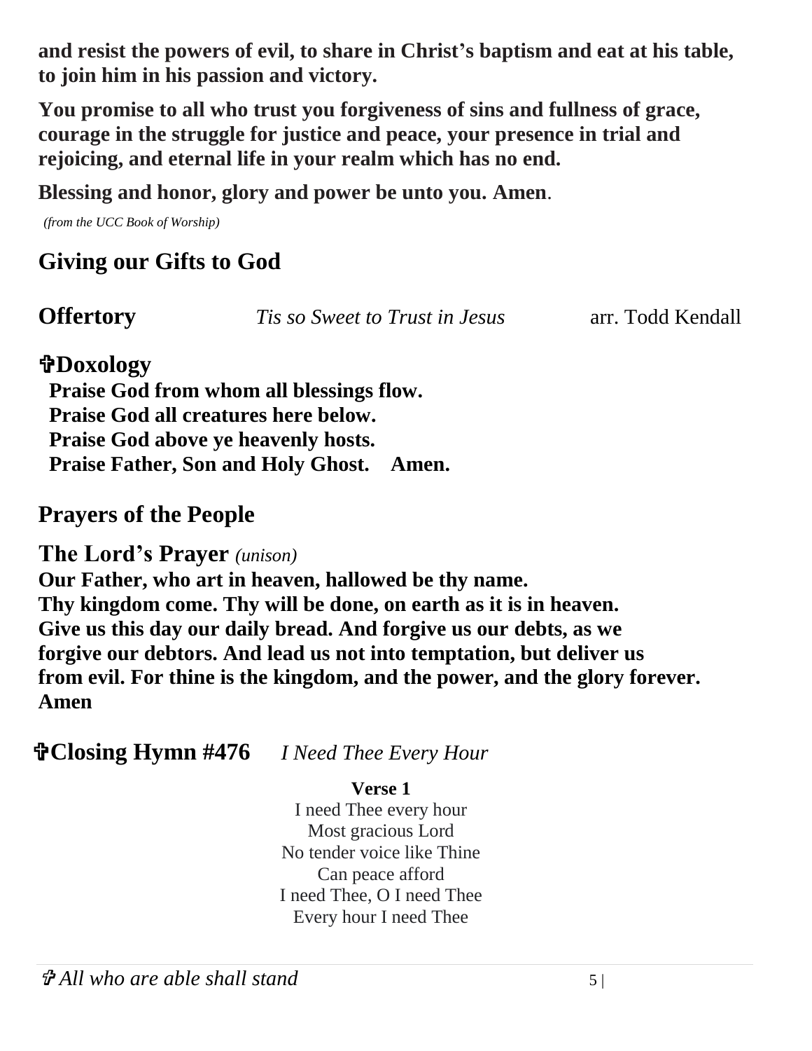**and resist the powers of evil, to share in Christ's baptism and eat at his table, to join him in his passion and victory.**

**You promise to all who trust you forgiveness of sins and fullness of grace, courage in the struggle for justice and peace, your presence in trial and rejoicing, and eternal life in your realm which has no end.**

**Blessing and honor, glory and power be unto you. Amen**.

*(from the UCC Book of Worship)*

## Giving our Gifts to God

**Offertory** *Tis so Sweet to Trust in Jesus* arr. Todd Kendall

**✞Doxology**

**Praise God from whom all blessings flow.**
**Praise God all creatures here below.**
**Praise God above ye heavenly hosts.**
**Praise Father, Son and Holy Ghost. Amen.**

## Prayers of the People

**The Lord's Prayer** *(unison)*

**Our Father, who art in heaven, hallowed be thy name.**
**Thy kingdom come. Thy will be done, on earth as it is in heaven.**
**Give us this day our daily bread. And forgive us our debts, as we forgive our debtors. And lead us not into temptation, but deliver us from evil. For thine is the kingdom, and the power, and the glory forever. Amen**

**✞Closing Hymn #476** *I Need Thee Every Hour*

**Verse 1**

I need Thee every hour
Most gracious Lord
No tender voice like Thine
Can peace afford
I need Thee, O I need Thee
Every hour I need Thee

*✞ All who are able shall stand*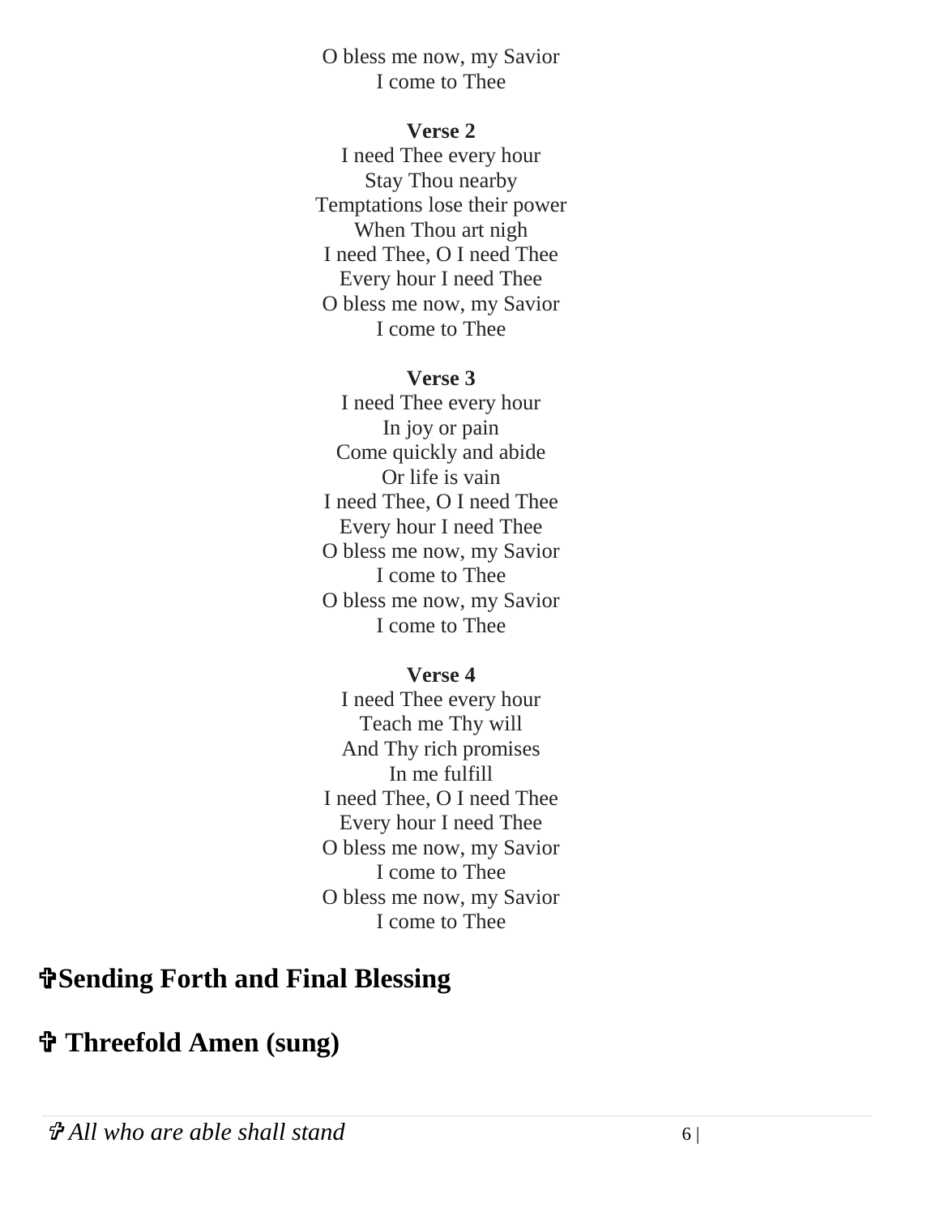O bless me now, my Savior
I come to Thee

**Verse 2**

I need Thee every hour
Stay Thou nearby
Temptations lose their power
When Thou art nigh
I need Thee, O I need Thee
Every hour I need Thee
O bless me now, my Savior
I come to Thee

**Verse 3**

I need Thee every hour
In joy or pain
Come quickly and abide
Or life is vain
I need Thee, O I need Thee
Every hour I need Thee
O bless me now, my Savior
I come to Thee
O bless me now, my Savior
I come to Thee

**Verse 4**

I need Thee every hour
Teach me Thy will
And Thy rich promises
In me fulfill
I need Thee, O I need Thee
Every hour I need Thee
O bless me now, my Savior
I come to Thee
O bless me now, my Savior
I come to Thee

## ✞Sending Forth and Final Blessing

## ✞ Threefold Amen (sung)

*✞ All who are able shall stand*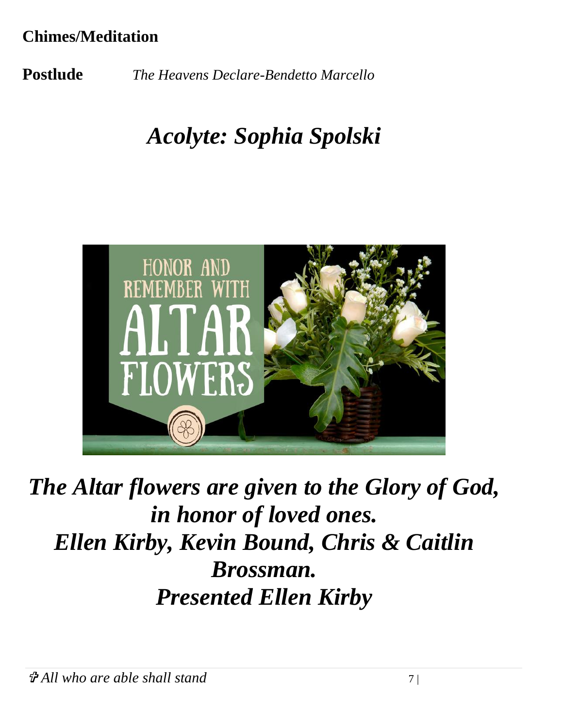**Chimes/Meditation**

**Postlude** *The Heavens Declare-Bendetto Marcello*

## *Acolyte: Sophia Spolski*

***The Altar flowers are given to the Glory of God, in honor of loved ones.***
***Ellen Kirby, Kevin Bound, Chris & Caitlin Brossman.***
***Presented Ellen Kirby***

✞ *All who are able shall stand*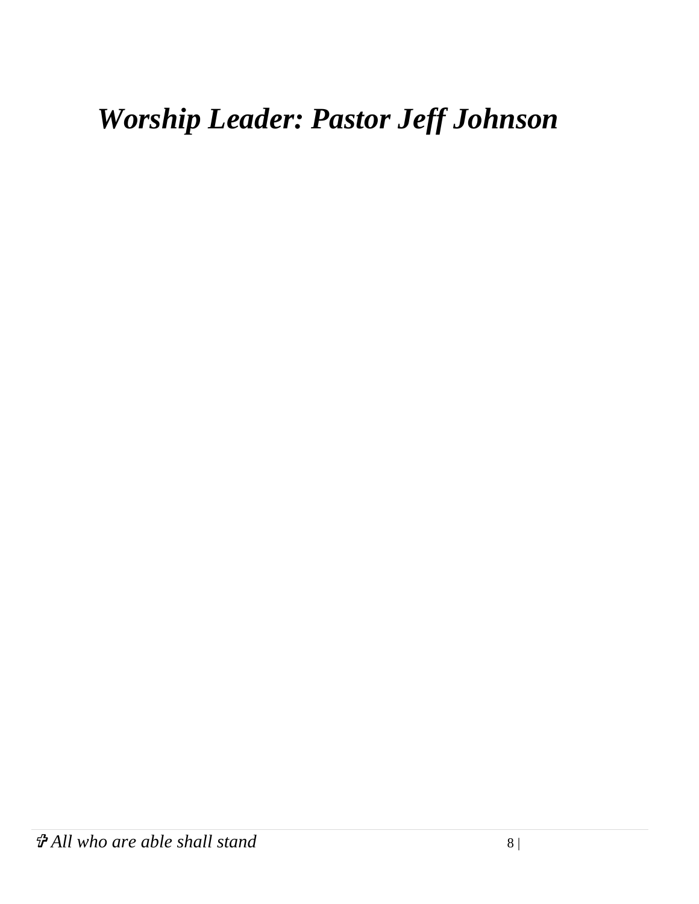# ***Worship Leader: Pastor Jeff Johnson***